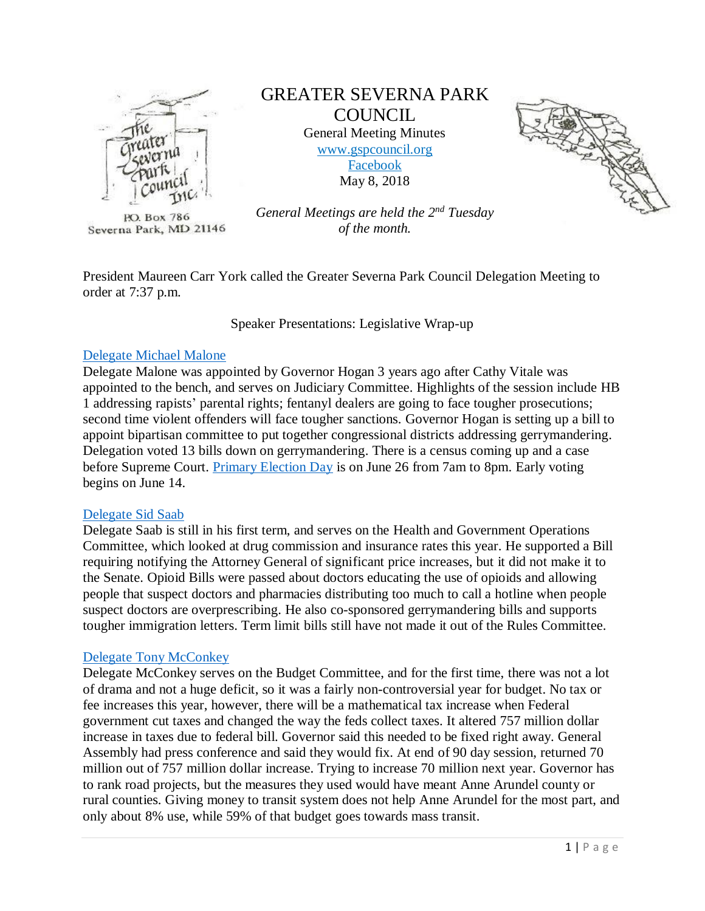P.O. Box 786
Severna Park, MD 21146

# GREATER SEVERNA PARK COUNCIL

General Meeting Minutes
[www.gspcouncil.org](http://www.gspcouncil.org)
[Facebook]()
May 8, 2018

*General Meetings are held the 2nd Tuesday of the month.*

President Maureen Carr York called the Greater Severna Park Council Delegation Meeting to order at 7:37 p.m.

Speaker Presentations: Legislative Wrap-up

[Delegate Michael Malone]()
Delegate Malone was appointed by Governor Hogan 3 years ago after Cathy Vitale was appointed to the bench, and serves on Judiciary Committee. Highlights of the session include HB 1 addressing rapists' parental rights; fentanyl dealers are going to face tougher prosecutions; second time violent offenders will face tougher sanctions. Governor Hogan is setting up a bill to appoint bipartisan committee to put together congressional districts addressing gerrymandering. Delegation voted 13 bills down on gerrymandering. There is a census coming up and a case before Supreme Court. [Primary Election Day]() is on June 26 from 7am to 8pm. Early voting begins on June 14.

[Delegate Sid Saab]()
Delegate Saab is still in his first term, and serves on the Health and Government Operations Committee, which looked at drug commission and insurance rates this year. He supported a Bill requiring notifying the Attorney General of significant price increases, but it did not make it to the Senate. Opioid Bills were passed about doctors educating the use of opioids and allowing people that suspect doctors and pharmacies distributing too much to call a hotline when people suspect doctors are overprescribing. He also co-sponsored gerrymandering bills and supports tougher immigration letters. Term limit bills still have not made it out of the Rules Committee.

[Delegate Tony McConkey]()
Delegate McConkey serves on the Budget Committee, and for the first time, there was not a lot of drama and not a huge deficit, so it was a fairly non-controversial year for budget. No tax or fee increases this year, however, there will be a mathematical tax increase when Federal government cut taxes and changed the way the feds collect taxes. It altered 757 million dollar increase in taxes due to federal bill. Governor said this needed to be fixed right away. General Assembly had press conference and said they would fix. At end of 90 day session, returned 70 million out of 757 million dollar increase. Trying to increase 70 million next year. Governor has to rank road projects, but the measures they used would have meant Anne Arundel county or rural counties. Giving money to transit system does not help Anne Arundel for the most part, and only about 8% use, while 59% of that budget goes towards mass transit.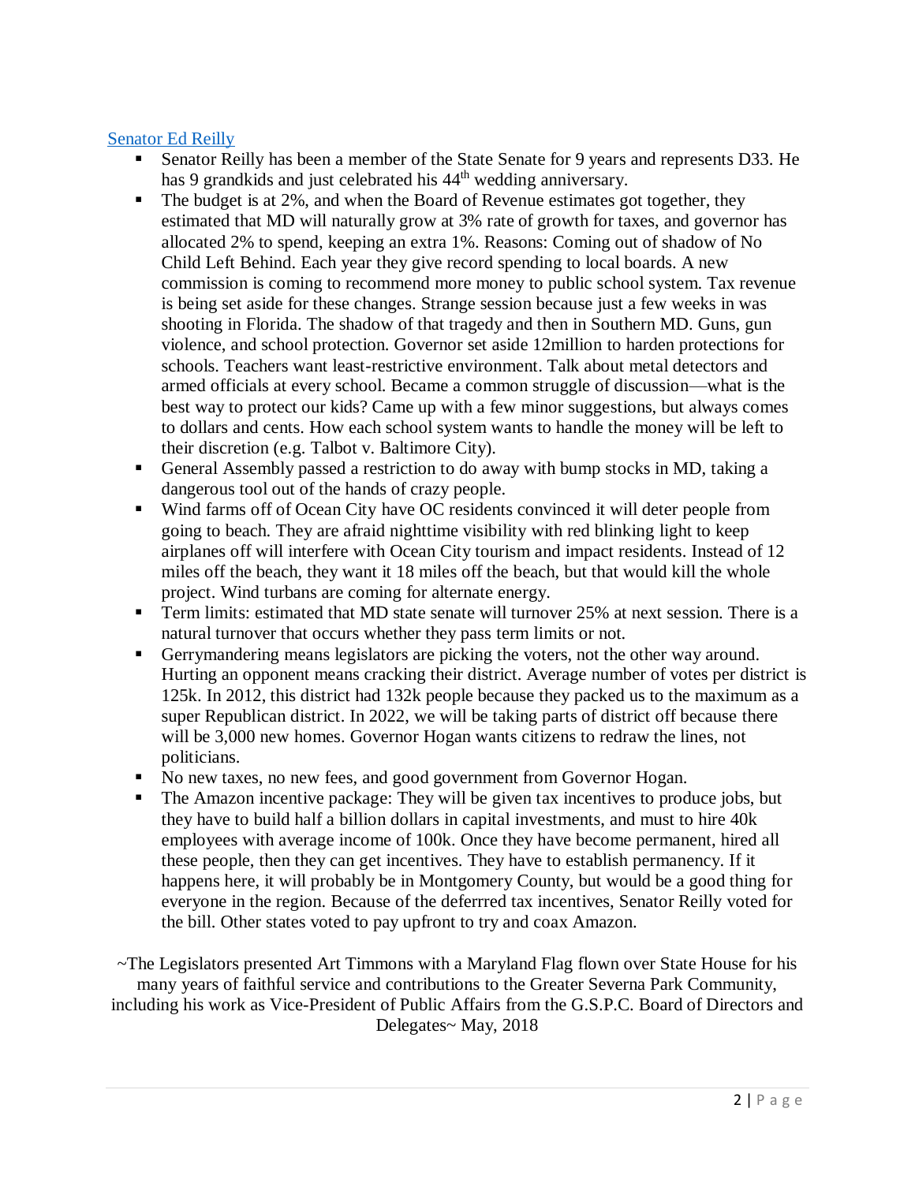[Senator Ed Reilly]

- Senator Reilly has been a member of the State Senate for 9 years and represents D33. He has 9 grandkids and just celebrated his 44th wedding anniversary.
- The budget is at 2%, and when the Board of Revenue estimates got together, they estimated that MD will naturally grow at 3% rate of growth for taxes, and governor has allocated 2% to spend, keeping an extra 1%. Reasons: Coming out of shadow of No Child Left Behind. Each year they give record spending to local boards. A new commission is coming to recommend more money to public school system. Tax revenue is being set aside for these changes. Strange session because just a few weeks in was shooting in Florida. The shadow of that tragedy and then in Southern MD. Guns, gun violence, and school protection. Governor set aside 12million to harden protections for schools. Teachers want least-restrictive environment. Talk about metal detectors and armed officials at every school. Became a common struggle of discussion—what is the best way to protect our kids? Came up with a few minor suggestions, but always comes to dollars and cents. How each school system wants to handle the money will be left to their discretion (e.g. Talbot v. Baltimore City).
- General Assembly passed a restriction to do away with bump stocks in MD, taking a dangerous tool out of the hands of crazy people.
- Wind farms off of Ocean City have OC residents convinced it will deter people from going to beach. They are afraid nighttime visibility with red blinking light to keep airplanes off will interfere with Ocean City tourism and impact residents. Instead of 12 miles off the beach, they want it 18 miles off the beach, but that would kill the whole project. Wind turbans are coming for alternate energy.
- Term limits: estimated that MD state senate will turnover 25% at next session. There is a natural turnover that occurs whether they pass term limits or not.
- Gerrymandering means legislators are picking the voters, not the other way around. Hurting an opponent means cracking their district. Average number of votes per district is 125k. In 2012, this district had 132k people because they packed us to the maximum as a super Republican district. In 2022, we will be taking parts of district off because there will be 3,000 new homes. Governor Hogan wants citizens to redraw the lines, not politicians.
- No new taxes, no new fees, and good government from Governor Hogan.
- The Amazon incentive package: They will be given tax incentives to produce jobs, but they have to build half a billion dollars in capital investments, and must to hire 40k employees with average income of 100k. Once they have become permanent, hired all these people, then they can get incentives. They have to establish permanency. If it happens here, it will probably be in Montgomery County, but would be a good thing for everyone in the region. Because of the deferrred tax incentives, Senator Reilly voted for the bill. Other states voted to pay upfront to try and coax Amazon.

~The Legislators presented Art Timmons with a Maryland Flag flown over State House for his many years of faithful service and contributions to the Greater Severna Park Community, including his work as Vice-President of Public Affairs from the G.S.P.C. Board of Directors and Delegates~ May, 2018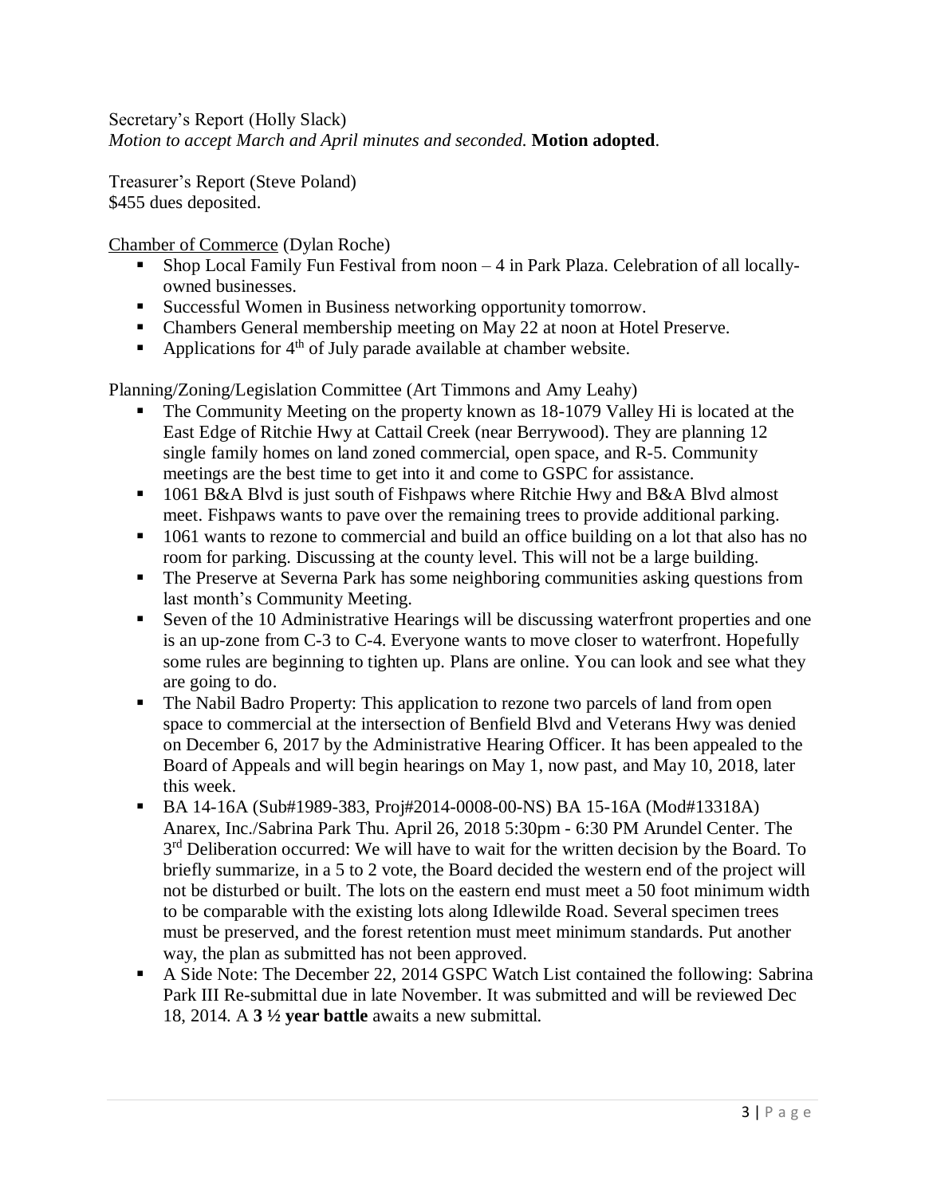Secretary's Report (Holly Slack)
*Motion to accept March and April minutes and seconded.* **Motion adopted**.

Treasurer's Report (Steve Poland)
$455 dues deposited.

<u>Chamber of Commerce</u> (Dylan Roche)

- Shop Local Family Fun Festival from noon – 4 in Park Plaza. Celebration of all locally-owned businesses.
- Successful Women in Business networking opportunity tomorrow.
- Chambers General membership meeting on May 22 at noon at Hotel Preserve.
- Applications for 4th of July parade available at chamber website.

Planning/Zoning/Legislation Committee (Art Timmons and Amy Leahy)

- The Community Meeting on the property known as 18-1079 Valley Hi is located at the East Edge of Ritchie Hwy at Cattail Creek (near Berrywood). They are planning 12 single family homes on land zoned commercial, open space, and R-5. Community meetings are the best time to get into it and come to GSPC for assistance.
- 1061 B&A Blvd is just south of Fishpaws where Ritchie Hwy and B&A Blvd almost meet. Fishpaws wants to pave over the remaining trees to provide additional parking.
- 1061 wants to rezone to commercial and build an office building on a lot that also has no room for parking. Discussing at the county level. This will not be a large building.
- The Preserve at Severna Park has some neighboring communities asking questions from last month's Community Meeting.
- Seven of the 10 Administrative Hearings will be discussing waterfront properties and one is an up-zone from C-3 to C-4. Everyone wants to move closer to waterfront. Hopefully some rules are beginning to tighten up. Plans are online. You can look and see what they are going to do.
- The Nabil Badro Property: This application to rezone two parcels of land from open space to commercial at the intersection of Benfield Blvd and Veterans Hwy was denied on December 6, 2017 by the Administrative Hearing Officer. It has been appealed to the Board of Appeals and will begin hearings on May 1, now past, and May 10, 2018, later this week.
- BA 14-16A (Sub#1989-383, Proj#2014-0008-00-NS) BA 15-16A (Mod#13318A) Anarex, Inc./Sabrina Park Thu. April 26, 2018 5:30pm - 6:30 PM Arundel Center. The 3rd Deliberation occurred: We will have to wait for the written decision by the Board. To briefly summarize, in a 5 to 2 vote, the Board decided the western end of the project will not be disturbed or built. The lots on the eastern end must meet a 50 foot minimum width to be comparable with the existing lots along Idlewilde Road. Several specimen trees must be preserved, and the forest retention must meet minimum standards. Put another way, the plan as submitted has not been approved.
- A Side Note: The December 22, 2014 GSPC Watch List contained the following: Sabrina Park III Re-submittal due in late November. It was submitted and will be reviewed Dec 18, 2014. A **3 ½ year battle** awaits a new submittal.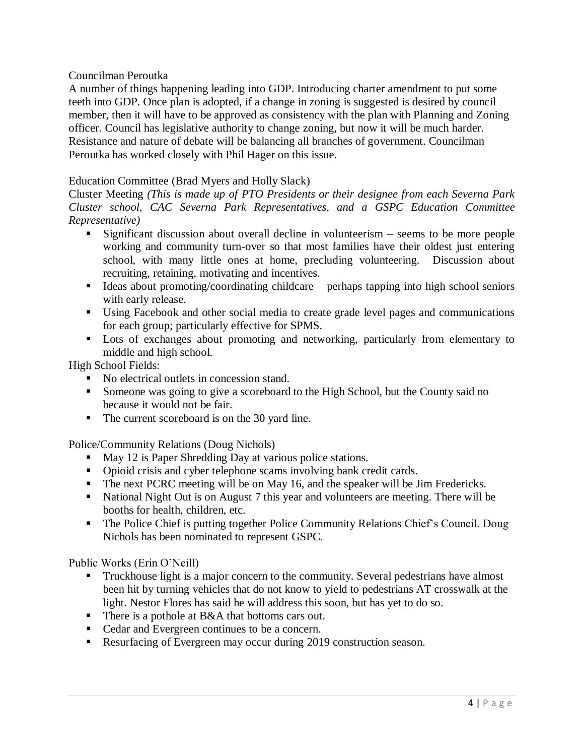Councilman Peroutka

A number of things happening leading into GDP. Introducing charter amendment to put some teeth into GDP. Once plan is adopted, if a change in zoning is suggested is desired by council member, then it will have to be approved as consistency with the plan with Planning and Zoning officer. Council has legislative authority to change zoning, but now it will be much harder. Resistance and nature of debate will be balancing all branches of government. Councilman Peroutka has worked closely with Phil Hager on this issue.

Education Committee (Brad Myers and Holly Slack)

Cluster Meeting *(This is made up of PTO Presidents or their designee from each Severna Park Cluster school, CAC Severna Park Representatives, and a GSPC Education Committee Representative)*

- Significant discussion about overall decline in volunteerism – seems to be more people working and community turn-over so that most families have their oldest just entering school, with many little ones at home, precluding volunteering. Discussion about recruiting, retaining, motivating and incentives.
- Ideas about promoting/coordinating childcare – perhaps tapping into high school seniors with early release.
- Using Facebook and other social media to create grade level pages and communications for each group; particularly effective for SPMS.
- Lots of exchanges about promoting and networking, particularly from elementary to middle and high school.

High School Fields:

- No electrical outlets in concession stand.
- Someone was going to give a scoreboard to the High School, but the County said no because it would not be fair.
- The current scoreboard is on the 30 yard line.

Police/Community Relations (Doug Nichols)

- May 12 is Paper Shredding Day at various police stations.
- Opioid crisis and cyber telephone scams involving bank credit cards.
- The next PCRC meeting will be on May 16, and the speaker will be Jim Fredericks.
- National Night Out is on August 7 this year and volunteers are meeting. There will be booths for health, children, etc.
- The Police Chief is putting together Police Community Relations Chief's Council. Doug Nichols has been nominated to represent GSPC.

Public Works (Erin O'Neill)

- Truckhouse light is a major concern to the community. Several pedestrians have almost been hit by turning vehicles that do not know to yield to pedestrians AT crosswalk at the light. Nestor Flores has said he will address this soon, but has yet to do so.
- There is a pothole at B&A that bottoms cars out.
- Cedar and Evergreen continues to be a concern.
- Resurfacing of Evergreen may occur during 2019 construction season.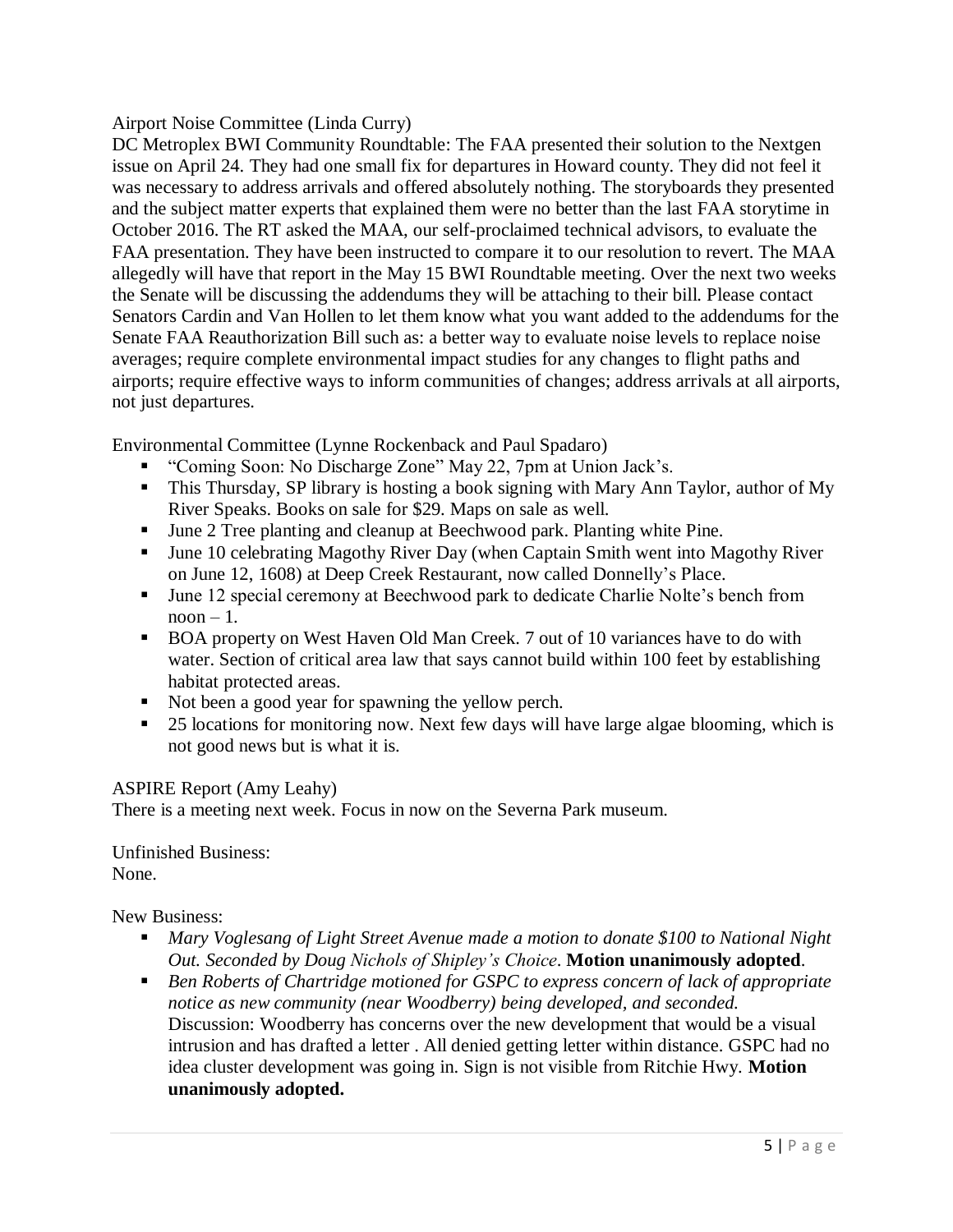Airport Noise Committee (Linda Curry)

DC Metroplex BWI Community Roundtable: The FAA presented their solution to the Nextgen issue on April 24. They had one small fix for departures in Howard county. They did not feel it was necessary to address arrivals and offered absolutely nothing. The storyboards they presented and the subject matter experts that explained them were no better than the last FAA storytime in October 2016. The RT asked the MAA, our self-proclaimed technical advisors, to evaluate the FAA presentation. They have been instructed to compare it to our resolution to revert. The MAA allegedly will have that report in the May 15 BWI Roundtable meeting. Over the next two weeks the Senate will be discussing the addendums they will be attaching to their bill. Please contact Senators Cardin and Van Hollen to let them know what you want added to the addendums for the Senate FAA Reauthorization Bill such as: a better way to evaluate noise levels to replace noise averages; require complete environmental impact studies for any changes to flight paths and airports; require effective ways to inform communities of changes; address arrivals at all airports, not just departures.

Environmental Committee (Lynne Rockenback and Paul Spadaro)

- "Coming Soon: No Discharge Zone" May 22, 7pm at Union Jack's.
- This Thursday, SP library is hosting a book signing with Mary Ann Taylor, author of My River Speaks. Books on sale for $29. Maps on sale as well.
- June 2 Tree planting and cleanup at Beechwood park. Planting white Pine.
- June 10 celebrating Magothy River Day (when Captain Smith went into Magothy River on June 12, 1608) at Deep Creek Restaurant, now called Donnelly's Place.
- June 12 special ceremony at Beechwood park to dedicate Charlie Nolte's bench from noon – 1.
- BOA property on West Haven Old Man Creek. 7 out of 10 variances have to do with water. Section of critical area law that says cannot build within 100 feet by establishing habitat protected areas.
- Not been a good year for spawning the yellow perch.
- 25 locations for monitoring now. Next few days will have large algae blooming, which is not good news but is what it is.

ASPIRE Report (Amy Leahy)

There is a meeting next week. Focus in now on the Severna Park museum.

Unfinished Business:
None.

New Business:

- *Mary Voglesang of Light Street Avenue made a motion to donate $100 to National Night Out. Seconded by Doug Nichols of Shipley's Choice*. **Motion unanimously adopted**.
- *Ben Roberts of Chartridge motioned for GSPC to express concern of lack of appropriate notice as new community (near Woodberry) being developed, and seconded.* Discussion: Woodberry has concerns over the new development that would be a visual intrusion and has drafted a letter . All denied getting letter within distance. GSPC had no idea cluster development was going in. Sign is not visible from Ritchie Hwy. **Motion unanimously adopted.**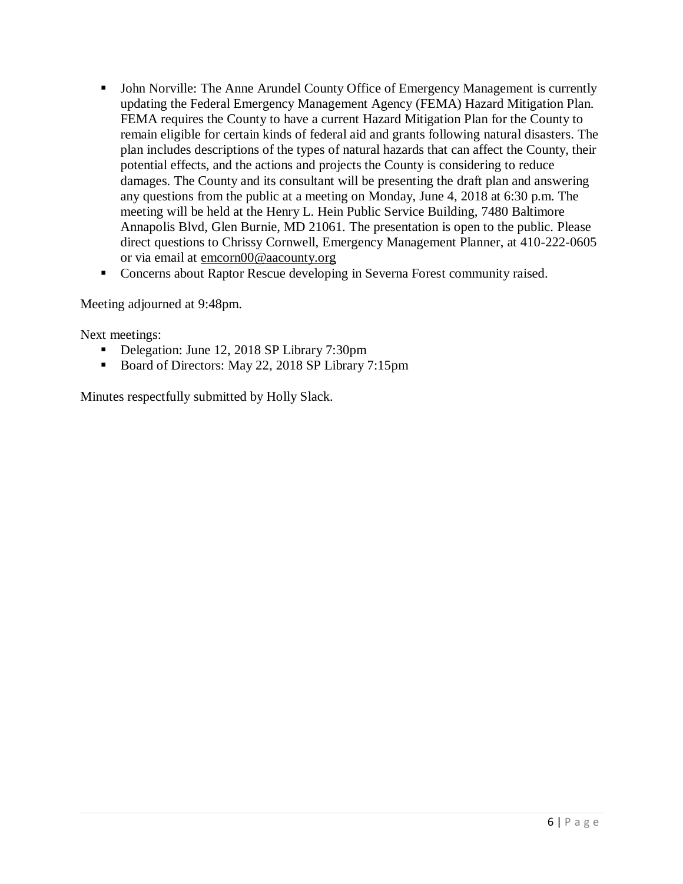- John Norville: The Anne Arundel County Office of Emergency Management is currently updating the Federal Emergency Management Agency (FEMA) Hazard Mitigation Plan. FEMA requires the County to have a current Hazard Mitigation Plan for the County to remain eligible for certain kinds of federal aid and grants following natural disasters. The plan includes descriptions of the types of natural hazards that can affect the County, their potential effects, and the actions and projects the County is considering to reduce damages. The County and its consultant will be presenting the draft plan and answering any questions from the public at a meeting on Monday, June 4, 2018 at 6:30 p.m. The meeting will be held at the Henry L. Hein Public Service Building, 7480 Baltimore Annapolis Blvd, Glen Burnie, MD 21061. The presentation is open to the public. Please direct questions to Chrissy Cornwell, Emergency Management Planner, at 410-222-0605 or via email at emcorn00@aacounty.org
- Concerns about Raptor Rescue developing in Severna Forest community raised.

Meeting adjourned at 9:48pm.

Next meetings:

- Delegation: June 12, 2018 SP Library 7:30pm
- Board of Directors: May 22, 2018 SP Library 7:15pm

Minutes respectfully submitted by Holly Slack.